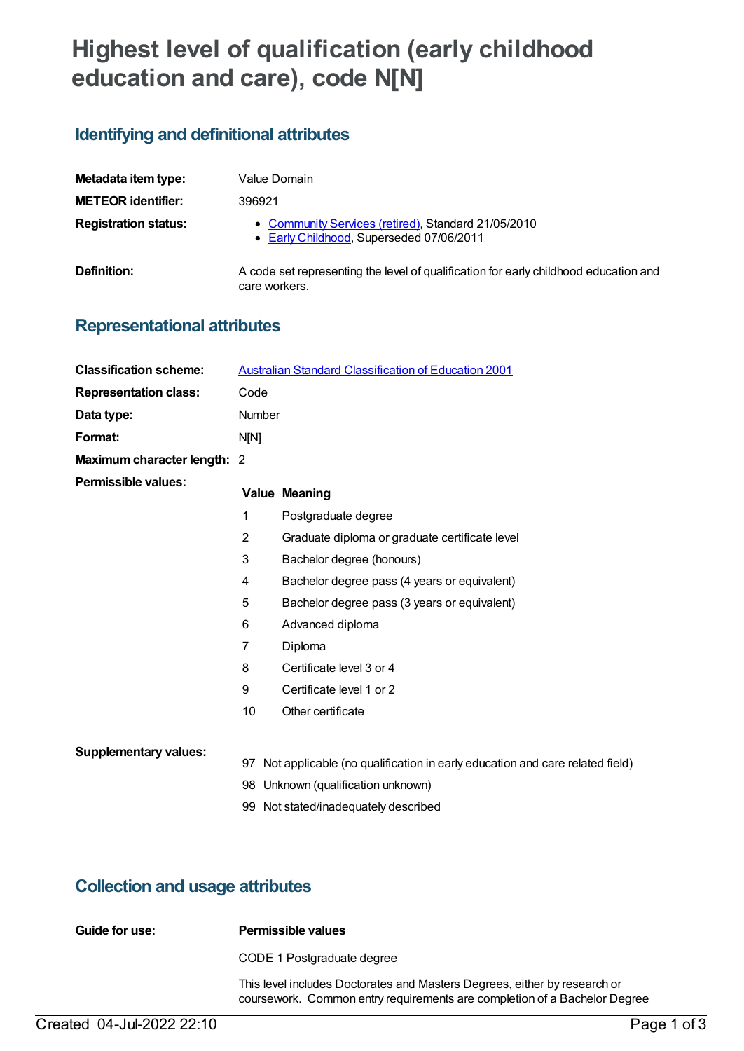# Highest level of qualification (early childhood education and care), code N[N]

## Identifying and definitional attributes

| | |
|---|---|
| **Metadata item type:** | Value Domain |
| **METEOR identifier:** | 396921 |
| **Registration status:** | • Community Services (retired), Standard 21/05/2010<br>• Early Childhood, Superseded 07/06/2011 |
| **Definition:** | A code set representing the level of qualification for early childhood education and care workers. |

## Representational attributes

| | |
|---|---|
| **Classification scheme:** | Australian Standard Classification of Education 2001 |
| **Representation class:** | Code |
| **Data type:** | Number |
| **Format:** | N[N] |
| **Maximum character length:** | 2 |

**Permissible values:**

| Value | Meaning |
|---|---|
| 1 | Postgraduate degree |
| 2 | Graduate diploma or graduate certificate level |
| 3 | Bachelor degree (honours) |
| 4 | Bachelor degree pass (4 years or equivalent) |
| 5 | Bachelor degree pass (3 years or equivalent) |
| 6 | Advanced diploma |
| 7 | Diploma |
| 8 | Certificate level 3 or 4 |
| 9 | Certificate level 1 or 2 |
| 10 | Other certificate |

**Supplementary values:**

| Value | Meaning |
|---|---|
| 97 | Not applicable (no qualification in early education and care related field) |
| 98 | Unknown (qualification unknown) |
| 99 | Not stated/inadequately described |

## Collection and usage attributes

**Guide for use:**

**Permissible values**

CODE 1 Postgraduate degree

This level includes Doctorates and Masters Degrees, either by research or coursework. Common entry requirements are completion of a Bachelor Degree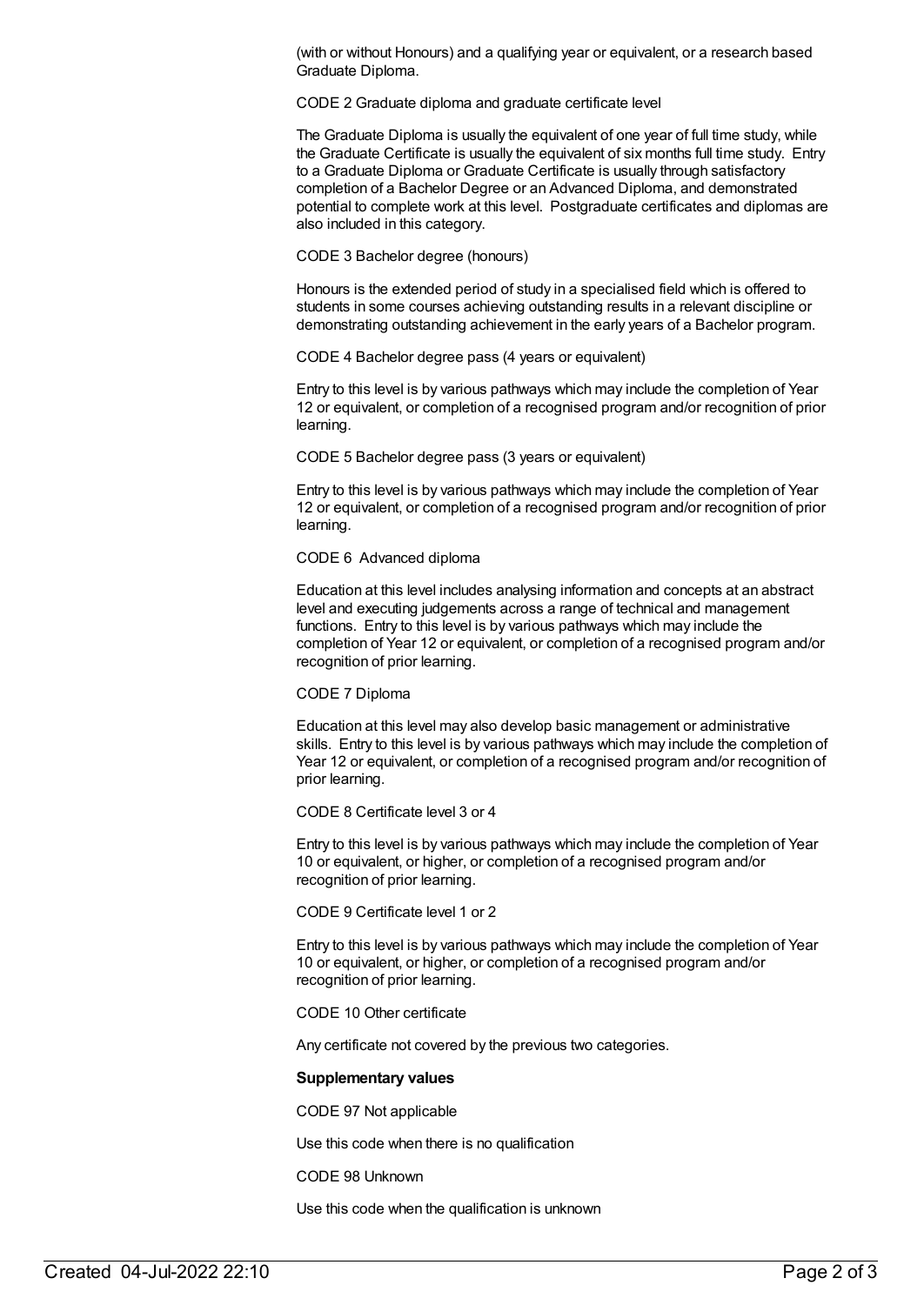(with or without Honours) and a qualifying year or equivalent, or a research based Graduate Diploma.

CODE 2 Graduate diploma and graduate certificate level

The Graduate Diploma is usually the equivalent of one year of full time study, while the Graduate Certificate is usually the equivalent of six months full time study. Entry to a Graduate Diploma or Graduate Certificate is usually through satisfactory completion of a Bachelor Degree or an Advanced Diploma, and demonstrated potential to complete work at this level. Postgraduate certificates and diplomas are also included in this category.

CODE 3 Bachelor degree (honours)

Honours is the extended period of study in a specialised field which is offered to students in some courses achieving outstanding results in a relevant discipline or demonstrating outstanding achievement in the early years of a Bachelor program.

CODE 4 Bachelor degree pass (4 years or equivalent)

Entry to this level is by various pathways which may include the completion of Year 12 or equivalent, or completion of a recognised program and/or recognition of prior learning.

CODE 5 Bachelor degree pass (3 years or equivalent)

Entry to this level is by various pathways which may include the completion of Year 12 or equivalent, or completion of a recognised program and/or recognition of prior learning.

CODE 6 Advanced diploma

Education at this level includes analysing information and concepts at an abstract level and executing judgements across a range of technical and management functions. Entry to this level is by various pathways which may include the completion of Year 12 or equivalent, or completion of a recognised program and/or recognition of prior learning.

CODE 7 Diploma

Education at this level may also develop basic management or administrative skills. Entry to this level is by various pathways which may include the completion of Year 12 or equivalent, or completion of a recognised program and/or recognition of prior learning.

CODE 8 Certificate level 3 or 4

Entry to this level is by various pathways which may include the completion of Year 10 or equivalent, or higher, or completion of a recognised program and/or recognition of prior learning.

CODE 9 Certificate level 1 or 2

Entry to this level is by various pathways which may include the completion of Year 10 or equivalent, or higher, or completion of a recognised program and/or recognition of prior learning.

CODE 10 Other certificate

Any certificate not covered by the previous two categories.

**Supplementary values**

CODE 97 Not applicable

Use this code when there is no qualification

CODE 98 Unknown

Use this code when the qualification is unknown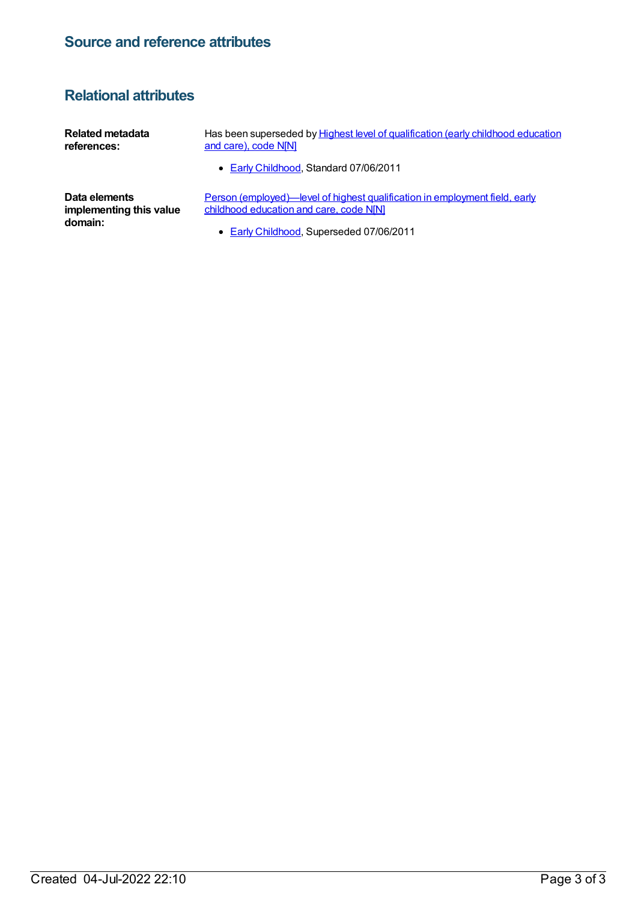## Source and reference attributes

## Relational attributes

**Related metadata references:**

Has been superseded by Highest level of qualification (early childhood education and care), code N[N]

- Early Childhood, Standard 07/06/2011

**Data elements implementing this value domain:**

Person (employed)—level of highest qualification in employment field, early childhood education and care, code N[N]

- Early Childhood, Superseded 07/06/2011